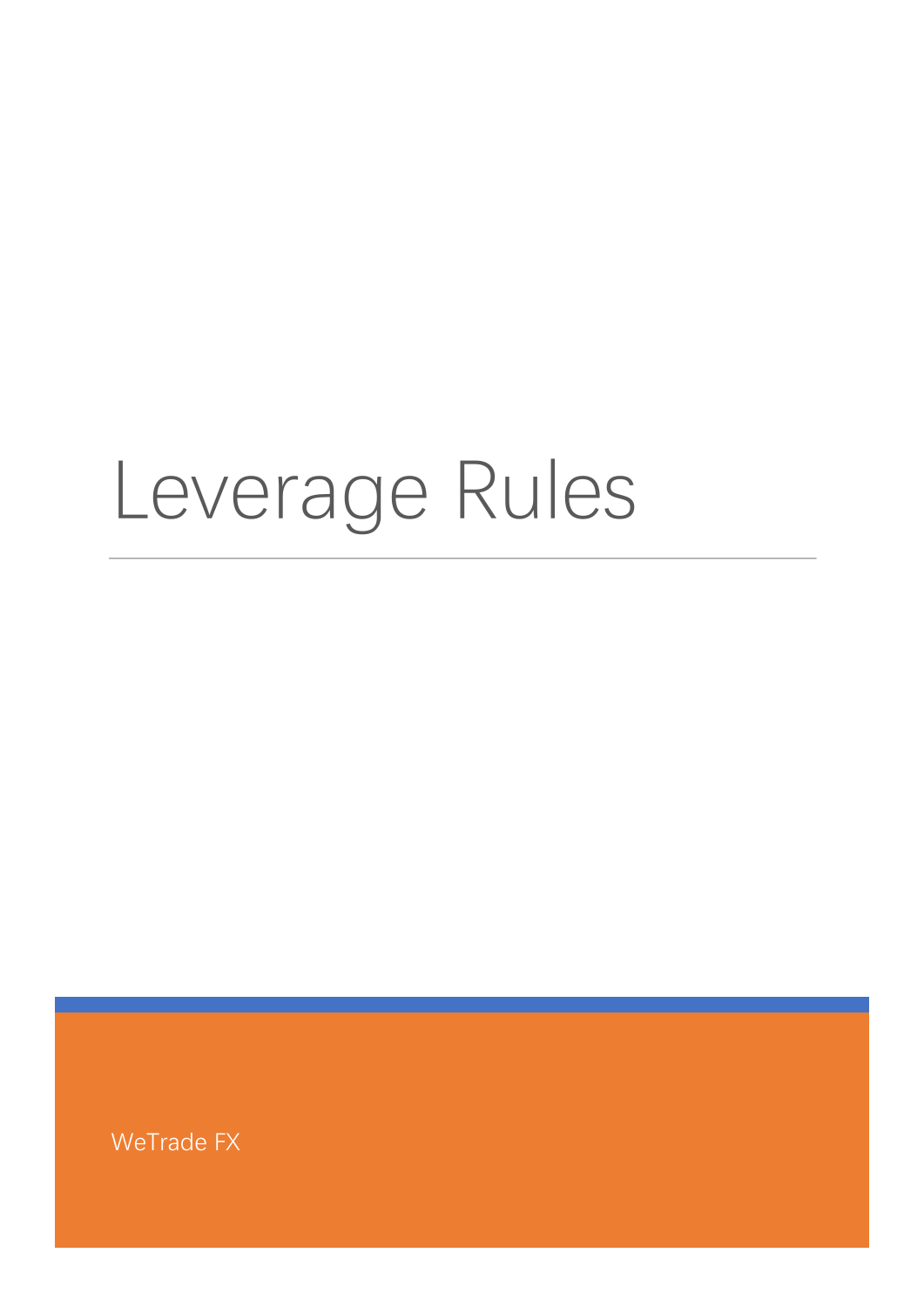# Leverage Rules

WeTrade FX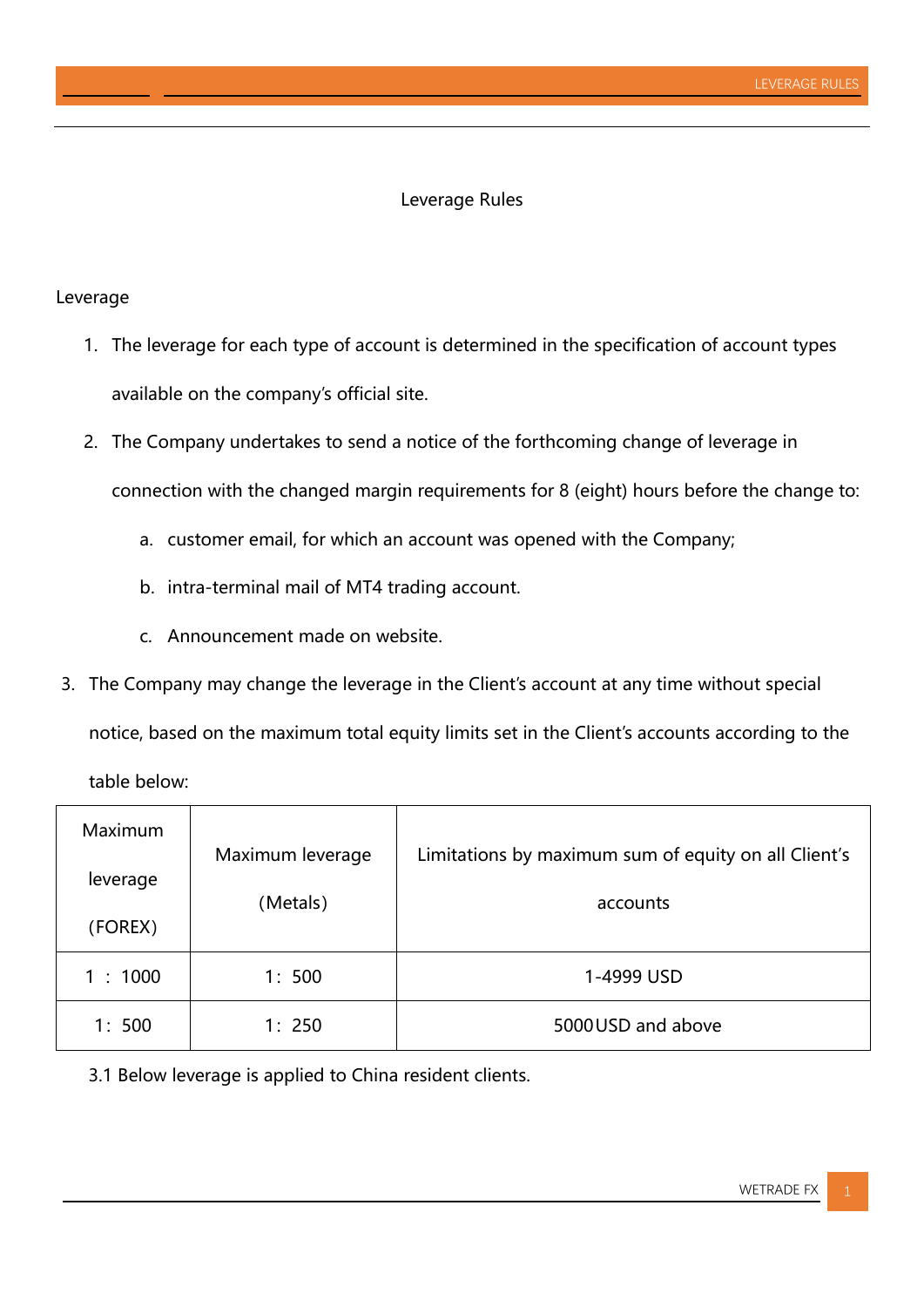# Leverage Rules

Leverage

1. The leverage for each type of account is determined in the specification of account types available on the company's official site.
2. The Company undertakes to send a notice of the forthcoming change of leverage in connection with the changed margin requirements for 8 (eight) hours before the change to:
   a. customer email, for which an account was opened with the Company;
   b. intra-terminal mail of MT4 trading account.
   c. Announcement made on website.
3. The Company may change the leverage in the Client's account at any time without special notice, based on the maximum total equity limits set in the Client's accounts according to the table below:

| Maximum leverage (FOREX) | Maximum leverage (Metals) | Limitations by maximum sum of equity on all Client's accounts |
|---|---|---|
| 1 ： 1000 | 1： 500 | 1-4999 USD |
| 1： 500 | 1： 250 | 5000USD and above |

3.1 Below leverage is applied to China resident clients.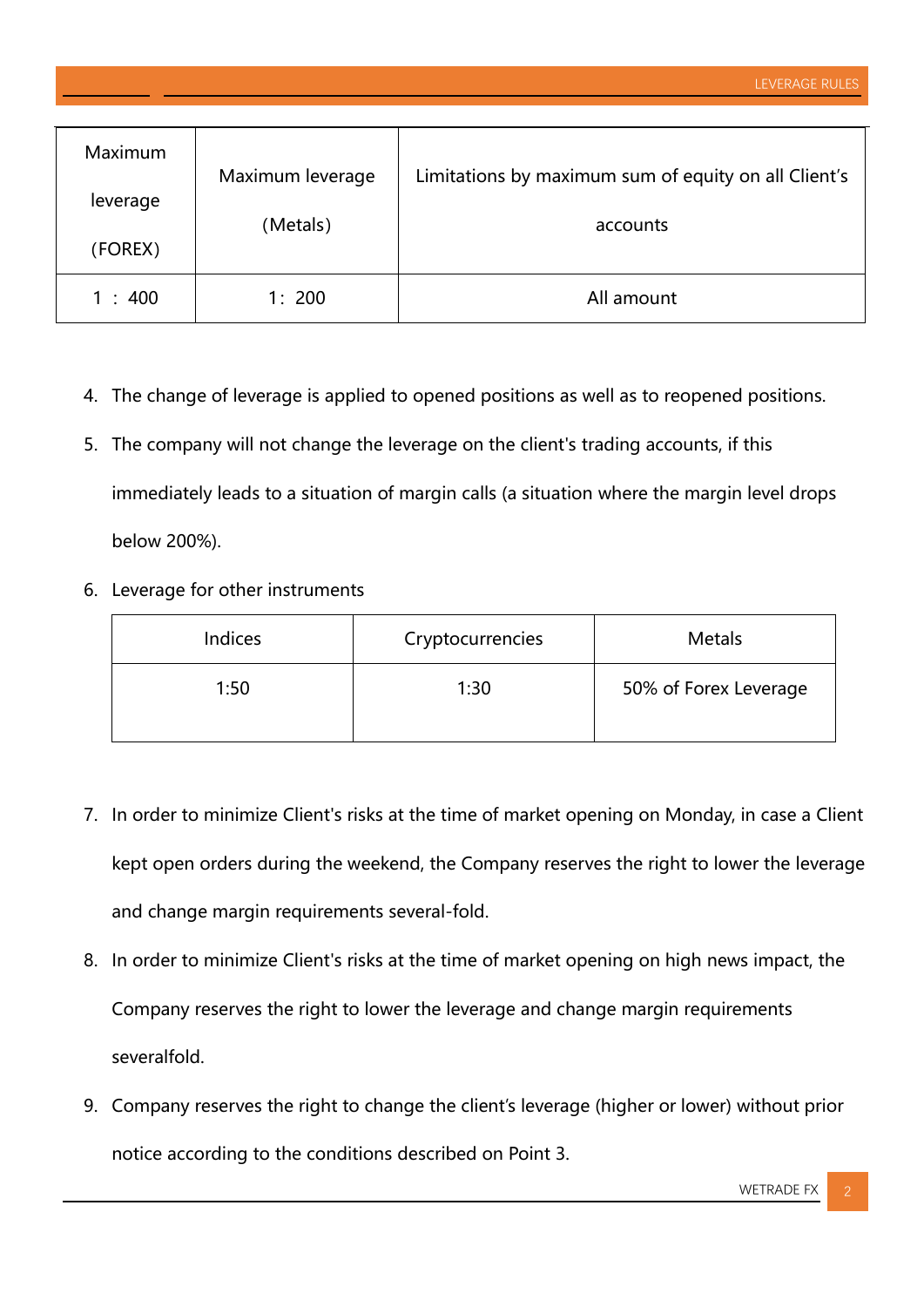| Maximum leverage (FOREX) | Maximum leverage (Metals) | Limitations by maximum sum of equity on all Client's accounts |
| --- | --- | --- |
| 1 : 400 | 1：200 | All amount |

4. The change of leverage is applied to opened positions as well as to reopened positions.
5. The company will not change the leverage on the client's trading accounts, if this immediately leads to a situation of margin calls (a situation where the margin level drops below 200%).
6. Leverage for other instruments

| Indices | Cryptocurrencies | Metals |
| --- | --- | --- |
| 1:50 | 1:30 | 50% of Forex Leverage |

7. In order to minimize Client's risks at the time of market opening on Monday, in case a Client kept open orders during the weekend, the Company reserves the right to lower the leverage and change margin requirements several-fold.
8. In order to minimize Client's risks at the time of market opening on high news impact, the Company reserves the right to lower the leverage and change margin requirements severalfold.
9. Company reserves the right to change the client's leverage (higher or lower) without prior notice according to the conditions described on Point 3.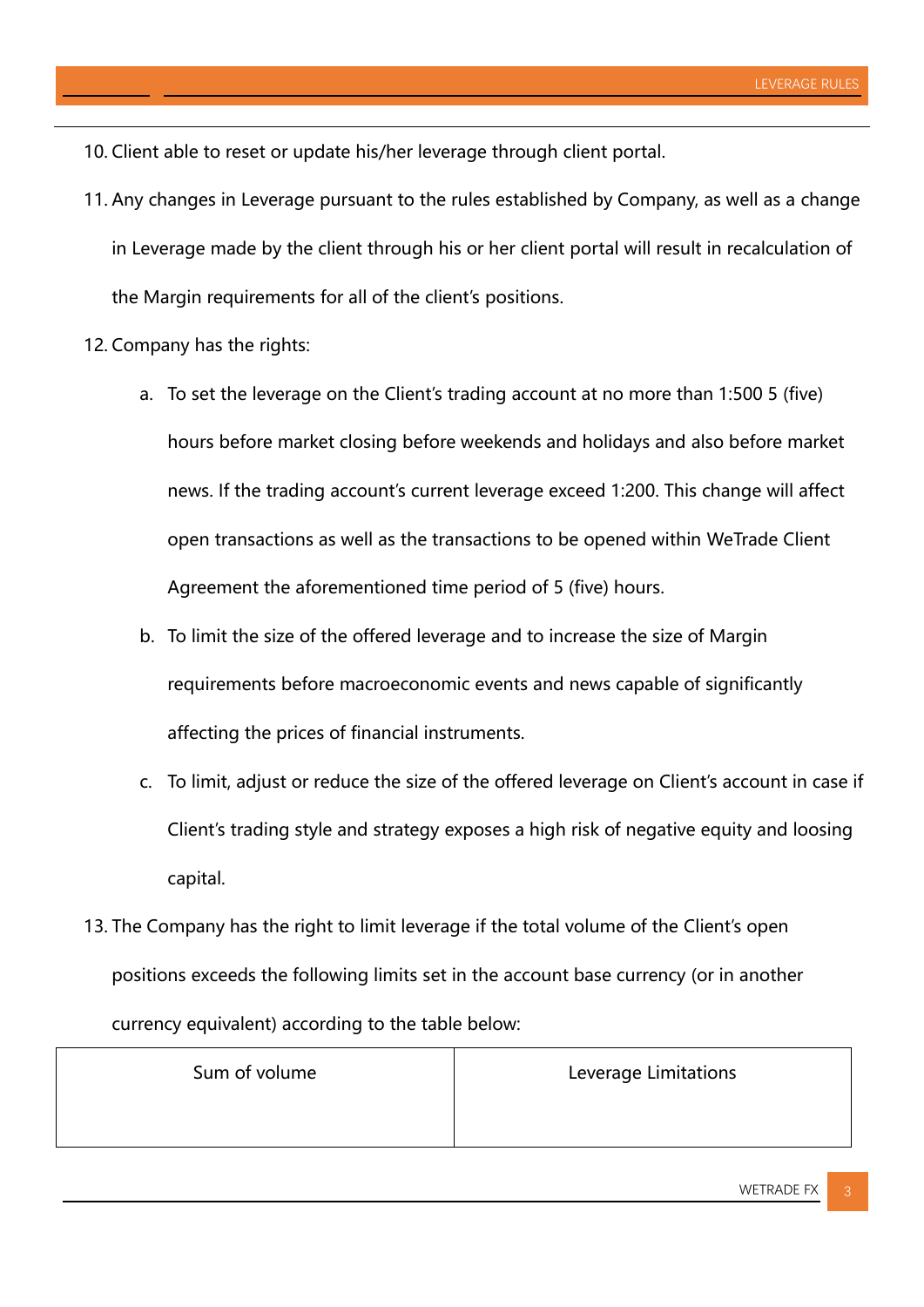10. Client able to reset or update his/her leverage through client portal.

11. Any changes in Leverage pursuant to the rules established by Company, as well as a change in Leverage made by the client through his or her client portal will result in recalculation of the Margin requirements for all of the client's positions.

12. Company has the rights:

    a. To set the leverage on the Client's trading account at no more than 1:500 5 (five) hours before market closing before weekends and holidays and also before market news. If the trading account's current leverage exceed 1:200. This change will affect open transactions as well as the transactions to be opened within WeTrade Client Agreement the aforementioned time period of 5 (five) hours.

    b. To limit the size of the offered leverage and to increase the size of Margin requirements before macroeconomic events and news capable of significantly affecting the prices of financial instruments.

    c. To limit, adjust or reduce the size of the offered leverage on Client's account in case if Client's trading style and strategy exposes a high risk of negative equity and loosing capital.

13. The Company has the right to limit leverage if the total volume of the Client's open positions exceeds the following limits set in the account base currency (or in another currency equivalent) according to the table below:

| Sum of volume | Leverage Limitations |
| --- | --- |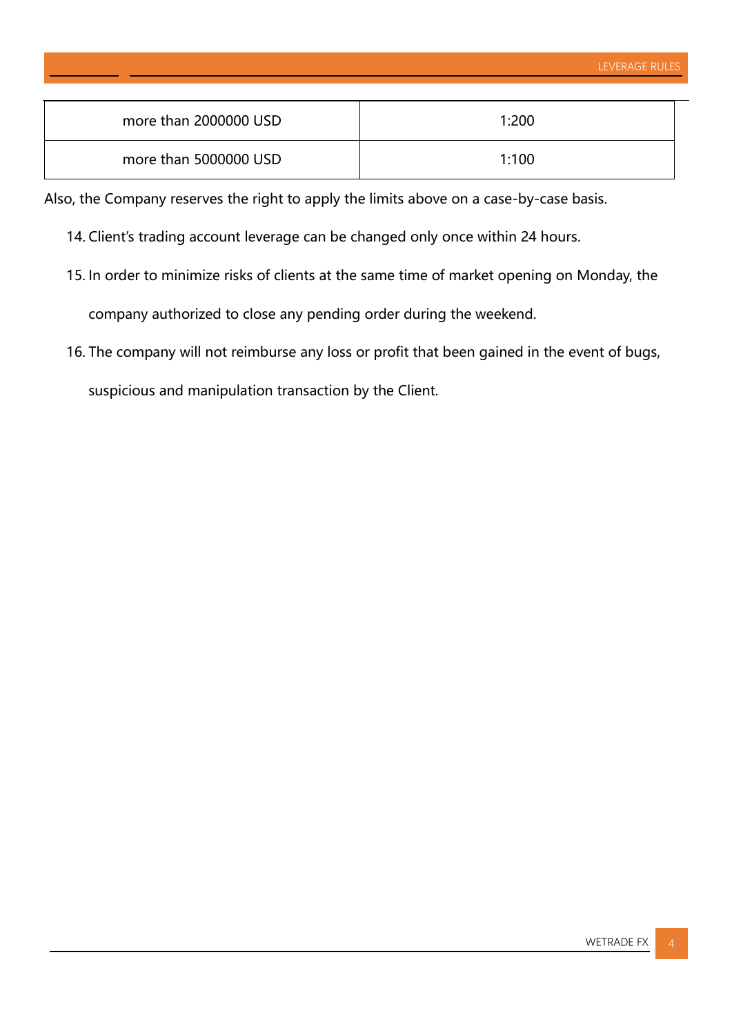| | |
|---|---|
| more than 2000000 USD | 1:200 |
| more than 5000000 USD | 1:100 |

Also, the Company reserves the right to apply the limits above on a case-by-case basis.

14. Client's trading account leverage can be changed only once within 24 hours.
15. In order to minimize risks of clients at the same time of market opening on Monday, the company authorized to close any pending order during the weekend.
16. The company will not reimburse any loss or profit that been gained in the event of bugs, suspicious and manipulation transaction by the Client.